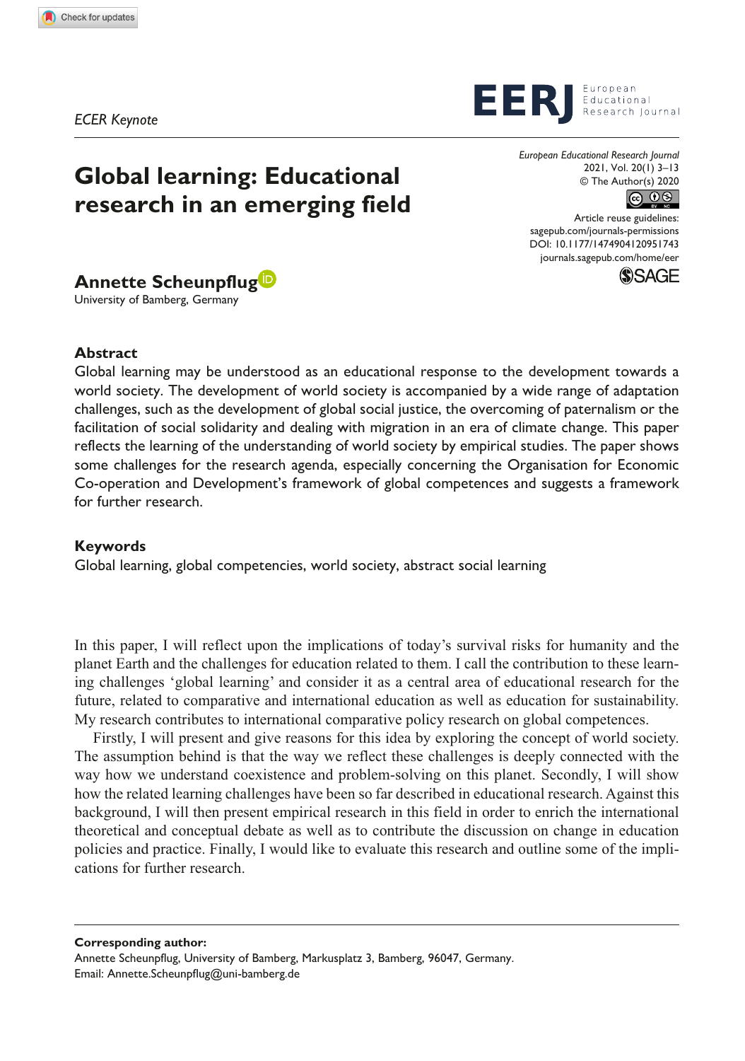ECER Keynote

# Global learning: Educational research in an emerging field

**Annette Scheunpflug**

University of Bamberg, Germany

## Abstract

Global learning may be understood as an educational response to the development towards a world society. The development of world society is accompanied by a wide range of adaptation challenges, such as the development of global social justice, the overcoming of paternalism or the facilitation of social solidarity and dealing with migration in an era of climate change. This paper reflects the learning of the understanding of world society by empirical studies. The paper shows some challenges for the research agenda, especially concerning the Organisation for Economic Co-operation and Development's framework of global competences and suggests a framework for further research.

## Keywords

Global learning, global competencies, world society, abstract social learning

In this paper, I will reflect upon the implications of today's survival risks for humanity and the planet Earth and the challenges for education related to them. I call the contribution to these learning challenges 'global learning' and consider it as a central area of educational research for the future, related to comparative and international education as well as education for sustainability. My research contributes to international comparative policy research on global competences.

Firstly, I will present and give reasons for this idea by exploring the concept of world society. The assumption behind is that the way we reflect these challenges is deeply connected with the way how we understand coexistence and problem-solving on this planet. Secondly, I will show how the related learning challenges have been so far described in educational research. Against this background, I will then present empirical research in this field in order to enrich the international theoretical and conceptual debate as well as to contribute the discussion on change in education policies and practice. Finally, I would like to evaluate this research and outline some of the implications for further research.

**Corresponding author:**
Annette Scheunpflug, University of Bamberg, Markusplatz 3, Bamberg, 96047, Germany.
Email: Annette.Scheunpflug@uni-bamberg.de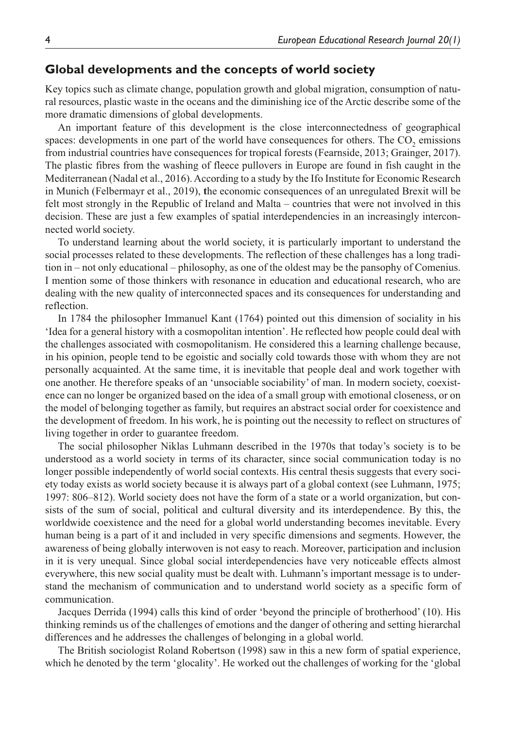## Global developments and the concepts of world society

Key topics such as climate change, population growth and global migration, consumption of natural resources, plastic waste in the oceans and the diminishing ice of the Arctic describe some of the more dramatic dimensions of global developments.

An important feature of this development is the close interconnectedness of geographical spaces: developments in one part of the world have consequences for others. The $CO_2$ emissions from industrial countries have consequences for tropical forests (Fearnside, 2013; Grainger, 2017). The plastic fibres from the washing of fleece pullovers in Europe are found in fish caught in the Mediterranean (Nadal et al., 2016). According to a study by the Ifo Institute for Economic Research in Munich (Felbermayr et al., 2019), **t**he economic consequences of an unregulated Brexit will be felt most strongly in the Republic of Ireland and Malta – countries that were not involved in this decision. These are just a few examples of spatial interdependencies in an increasingly interconnected world society.

To understand learning about the world society, it is particularly important to understand the social processes related to these developments. The reflection of these challenges has a long tradition in – not only educational – philosophy, as one of the oldest may be the pansophy of Comenius. I mention some of those thinkers with resonance in education and educational research, who are dealing with the new quality of interconnected spaces and its consequences for understanding and reflection.

In 1784 the philosopher Immanuel Kant (1764) pointed out this dimension of sociality in his 'Idea for a general history with a cosmopolitan intention'. He reflected how people could deal with the challenges associated with cosmopolitanism. He considered this a learning challenge because, in his opinion, people tend to be egoistic and socially cold towards those with whom they are not personally acquainted. At the same time, it is inevitable that people deal and work together with one another. He therefore speaks of an 'unsociable sociability' of man. In modern society, coexistence can no longer be organized based on the idea of a small group with emotional closeness, or on the model of belonging together as family, but requires an abstract social order for coexistence and the development of freedom. In his work, he is pointing out the necessity to reflect on structures of living together in order to guarantee freedom.

The social philosopher Niklas Luhmann described in the 1970s that today's society is to be understood as a world society in terms of its character, since social communication today is no longer possible independently of world social contexts. His central thesis suggests that every society today exists as world society because it is always part of a global context (see Luhmann, 1975; 1997: 806–812). World society does not have the form of a state or a world organization, but consists of the sum of social, political and cultural diversity and its interdependence. By this, the worldwide coexistence and the need for a global world understanding becomes inevitable. Every human being is a part of it and included in very specific dimensions and segments. However, the awareness of being globally interwoven is not easy to reach. Moreover, participation and inclusion in it is very unequal. Since global social interdependencies have very noticeable effects almost everywhere, this new social quality must be dealt with. Luhmann's important message is to understand the mechanism of communication and to understand world society as a specific form of communication.

Jacques Derrida (1994) calls this kind of order 'beyond the principle of brotherhood' (10). His thinking reminds us of the challenges of emotions and the danger of othering and setting hierarchal differences and he addresses the challenges of belonging in a global world.

The British sociologist Roland Robertson (1998) saw in this a new form of spatial experience, which he denoted by the term 'glocality'. He worked out the challenges of working for the 'global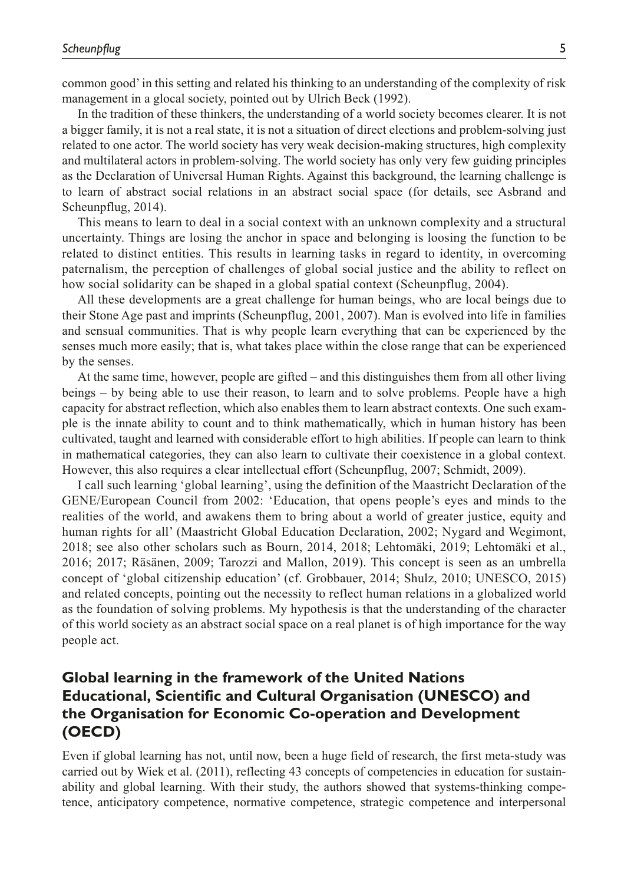common good' in this setting and related his thinking to an understanding of the complexity of risk management in a glocal society, pointed out by Ulrich Beck (1992).

In the tradition of these thinkers, the understanding of a world society becomes clearer. It is not a bigger family, it is not a real state, it is not a situation of direct elections and problem-solving just related to one actor. The world society has very weak decision-making structures, high complexity and multilateral actors in problem-solving. The world society has only very few guiding principles as the Declaration of Universal Human Rights. Against this background, the learning challenge is to learn of abstract social relations in an abstract social space (for details, see Asbrand and Scheunpflug, 2014).

This means to learn to deal in a social context with an unknown complexity and a structural uncertainty. Things are losing the anchor in space and belonging is loosing the function to be related to distinct entities. This results in learning tasks in regard to identity, in overcoming paternalism, the perception of challenges of global social justice and the ability to reflect on how social solidarity can be shaped in a global spatial context (Scheunpflug, 2004).

All these developments are a great challenge for human beings, who are local beings due to their Stone Age past and imprints (Scheunpflug, 2001, 2007). Man is evolved into life in families and sensual communities. That is why people learn everything that can be experienced by the senses much more easily; that is, what takes place within the close range that can be experienced by the senses.

At the same time, however, people are gifted – and this distinguishes them from all other living beings – by being able to use their reason, to learn and to solve problems. People have a high capacity for abstract reflection, which also enables them to learn abstract contexts. One such example is the innate ability to count and to think mathematically, which in human history has been cultivated, taught and learned with considerable effort to high abilities. If people can learn to think in mathematical categories, they can also learn to cultivate their coexistence in a global context. However, this also requires a clear intellectual effort (Scheunpflug, 2007; Schmidt, 2009).

I call such learning 'global learning', using the definition of the Maastricht Declaration of the GENE/European Council from 2002: 'Education, that opens people's eyes and minds to the realities of the world, and awakens them to bring about a world of greater justice, equity and human rights for all' (Maastricht Global Education Declaration, 2002; Nygard and Wegimont, 2018; see also other scholars such as Bourn, 2014, 2018; Lehtomäki, 2019; Lehtomäki et al., 2016; 2017; Räsänen, 2009; Tarozzi and Mallon, 2019). This concept is seen as an umbrella concept of 'global citizenship education' (cf. Grobbauer, 2014; Shulz, 2010; UNESCO, 2015) and related concepts, pointing out the necessity to reflect human relations in a globalized world as the foundation of solving problems. My hypothesis is that the understanding of the character of this world society as an abstract social space on a real planet is of high importance for the way people act.

## Global learning in the framework of the United Nations Educational, Scientific and Cultural Organisation (UNESCO) and the Organisation for Economic Co-operation and Development (OECD)

Even if global learning has not, until now, been a huge field of research, the first meta-study was carried out by Wiek et al. (2011), reflecting 43 concepts of competencies in education for sustainability and global learning. With their study, the authors showed that systems-thinking competence, anticipatory competence, normative competence, strategic competence and interpersonal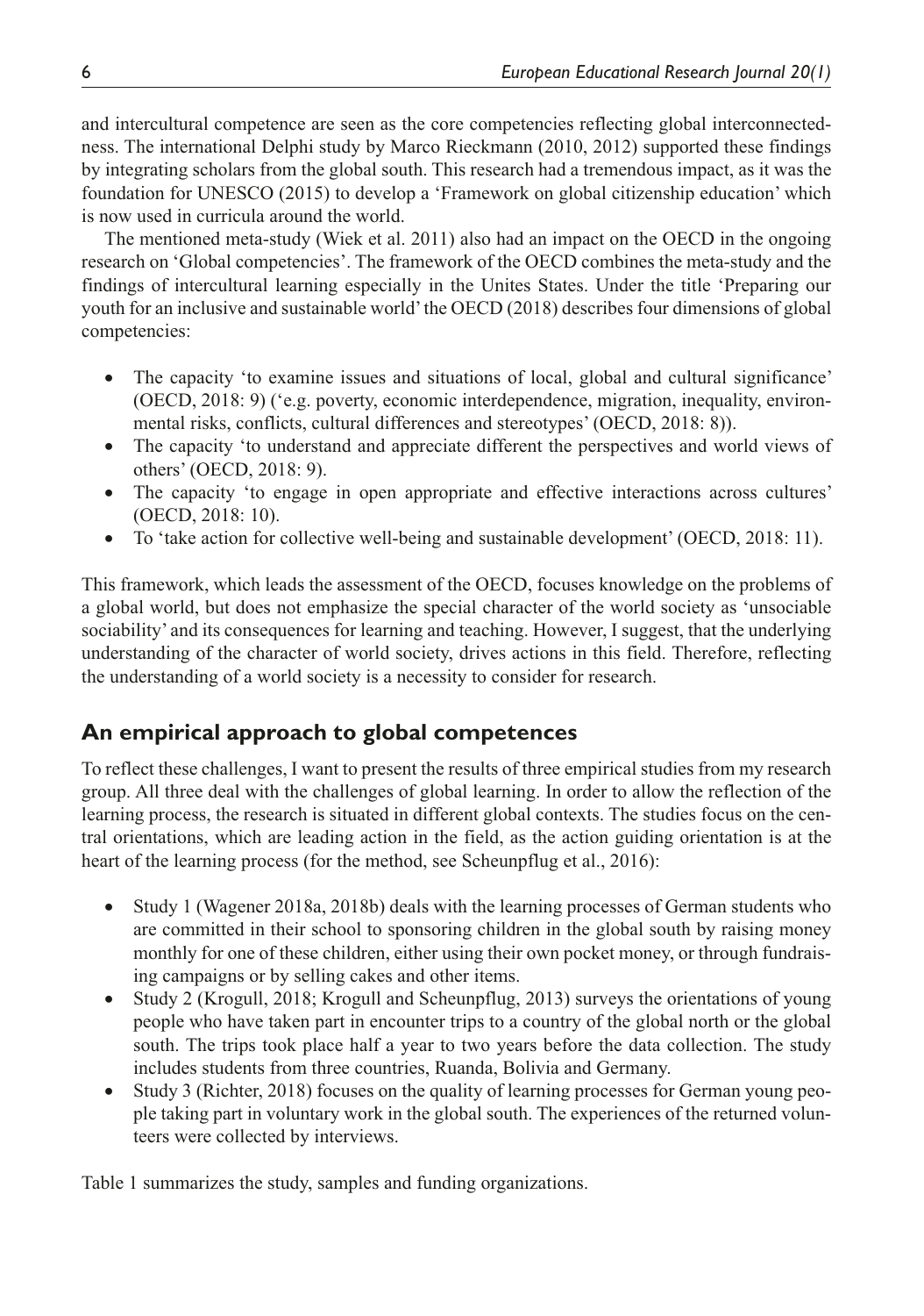and intercultural competence are seen as the core competencies reflecting global interconnectedness. The international Delphi study by Marco Rieckmann (2010, 2012) supported these findings by integrating scholars from the global south. This research had a tremendous impact, as it was the foundation for UNESCO (2015) to develop a 'Framework on global citizenship education' which is now used in curricula around the world.

The mentioned meta-study (Wiek et al. 2011) also had an impact on the OECD in the ongoing research on 'Global competencies'. The framework of the OECD combines the meta-study and the findings of intercultural learning especially in the Unites States. Under the title 'Preparing our youth for an inclusive and sustainable world' the OECD (2018) describes four dimensions of global competencies:

- The capacity 'to examine issues and situations of local, global and cultural significance' (OECD, 2018: 9) ('e.g. poverty, economic interdependence, migration, inequality, environmental risks, conflicts, cultural differences and stereotypes' (OECD, 2018: 8)).
- The capacity 'to understand and appreciate different the perspectives and world views of others' (OECD, 2018: 9).
- The capacity 'to engage in open appropriate and effective interactions across cultures' (OECD, 2018: 10).
- To 'take action for collective well-being and sustainable development' (OECD, 2018: 11).

This framework, which leads the assessment of the OECD, focuses knowledge on the problems of a global world, but does not emphasize the special character of the world society as 'unsociable sociability' and its consequences for learning and teaching. However, I suggest, that the underlying understanding of the character of world society, drives actions in this field. Therefore, reflecting the understanding of a world society is a necessity to consider for research.

## An empirical approach to global competences

To reflect these challenges, I want to present the results of three empirical studies from my research group. All three deal with the challenges of global learning. In order to allow the reflection of the learning process, the research is situated in different global contexts. The studies focus on the central orientations, which are leading action in the field, as the action guiding orientation is at the heart of the learning process (for the method, see Scheunpflug et al., 2016):

- Study 1 (Wagener 2018a, 2018b) deals with the learning processes of German students who are committed in their school to sponsoring children in the global south by raising money monthly for one of these children, either using their own pocket money, or through fundraising campaigns or by selling cakes and other items.
- Study 2 (Krogull, 2018; Krogull and Scheunpflug, 2013) surveys the orientations of young people who have taken part in encounter trips to a country of the global north or the global south. The trips took place half a year to two years before the data collection. The study includes students from three countries, Ruanda, Bolivia and Germany.
- Study 3 (Richter, 2018) focuses on the quality of learning processes for German young people taking part in voluntary work in the global south. The experiences of the returned volunteers were collected by interviews.

Table 1 summarizes the study, samples and funding organizations.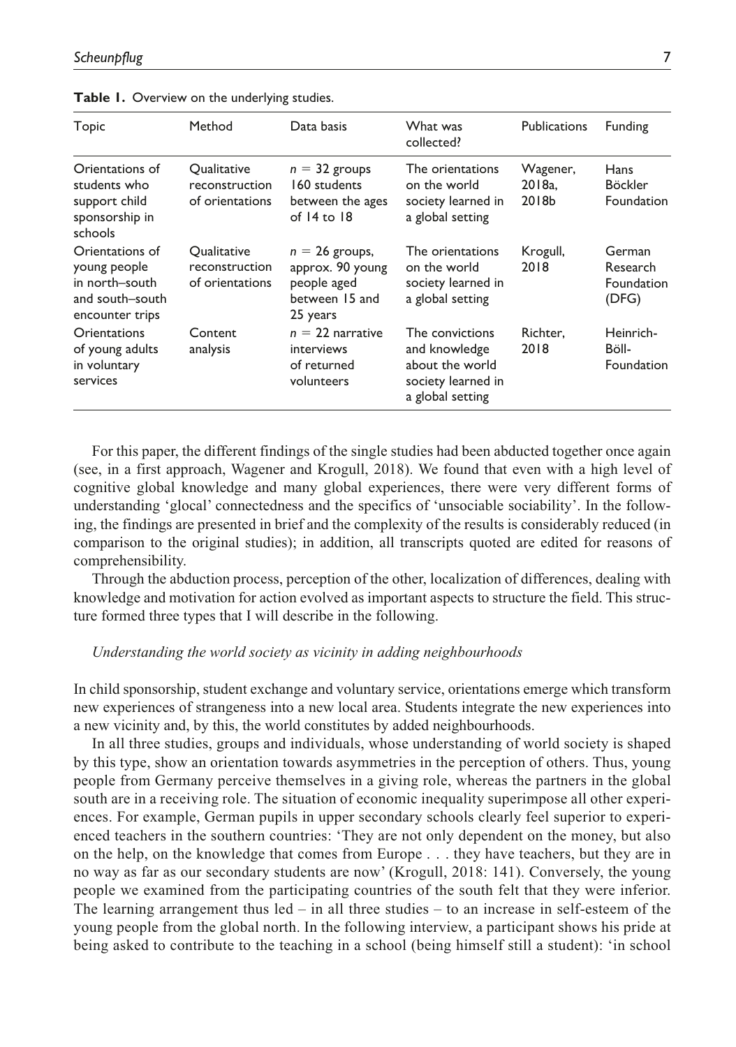**Table 1.** Overview on the underlying studies.

| Topic | Method | Data basis | What was collected? | Publications | Funding |
|---|---|---|---|---|---|
| Orientations of students who support child sponsorship in schools | Qualitative reconstruction of orientations | $n = 32$ groups 160 students between the ages of 14 to 18 | The orientations on the world society learned in a global setting | Wagener, 2018a, 2018b | Hans Böckler Foundation |
| Orientations of young people in north–south and south–south encounter trips | Qualitative reconstruction of orientations | $n = 26$ groups, approx. 90 young people aged between 15 and 25 years | The orientations on the world society learned in a global setting | Krogull, 2018 | German Research Foundation (DFG) |
| Orientations of young adults in voluntary services | Content analysis | $n = 22$ narrative interviews of returned volunteers | The convictions and knowledge about the world society learned in a global setting | Richter, 2018 | Heinrich-Böll-Foundation |

For this paper, the different findings of the single studies had been abducted together once again (see, in a first approach, Wagener and Krogull, 2018). We found that even with a high level of cognitive global knowledge and many global experiences, there were very different forms of understanding 'glocal' connectedness and the specifics of 'unsociable sociability'. In the following, the findings are presented in brief and the complexity of the results is considerably reduced (in comparison to the original studies); in addition, all transcripts quoted are edited for reasons of comprehensibility.

Through the abduction process, perception of the other, localization of differences, dealing with knowledge and motivation for action evolved as important aspects to structure the field. This structure formed three types that I will describe in the following.

### *Understanding the world society as vicinity in adding neighbourhoods*

In child sponsorship, student exchange and voluntary service, orientations emerge which transform new experiences of strangeness into a new local area. Students integrate the new experiences into a new vicinity and, by this, the world constitutes by added neighbourhoods.

In all three studies, groups and individuals, whose understanding of world society is shaped by this type, show an orientation towards asymmetries in the perception of others. Thus, young people from Germany perceive themselves in a giving role, whereas the partners in the global south are in a receiving role. The situation of economic inequality superimpose all other experiences. For example, German pupils in upper secondary schools clearly feel superior to experienced teachers in the southern countries: 'They are not only dependent on the money, but also on the help, on the knowledge that comes from Europe . . . they have teachers, but they are in no way as far as our secondary students are now' (Krogull, 2018: 141). Conversely, the young people we examined from the participating countries of the south felt that they were inferior. The learning arrangement thus led – in all three studies – to an increase in self-esteem of the young people from the global north. In the following interview, a participant shows his pride at being asked to contribute to the teaching in a school (being himself still a student): 'in school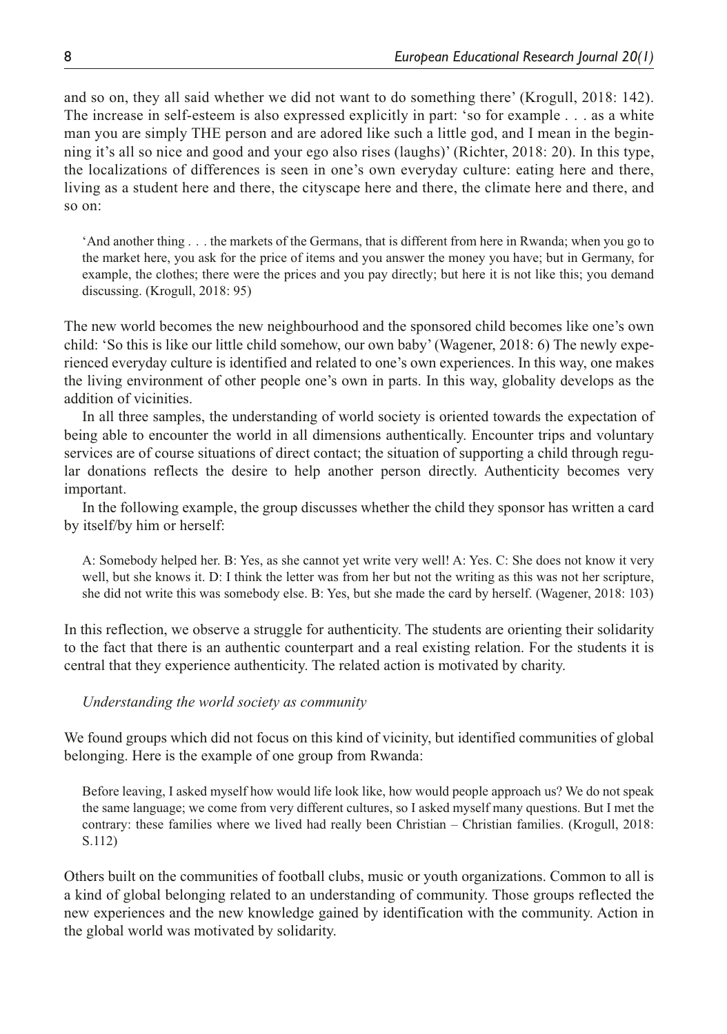and so on, they all said whether we did not want to do something there' (Krogull, 2018: 142). The increase in self-esteem is also expressed explicitly in part: 'so for example . . . as a white man you are simply THE person and are adored like such a little god, and I mean in the beginning it's all so nice and good and your ego also rises (laughs)' (Richter, 2018: 20). In this type, the localizations of differences is seen in one's own everyday culture: eating here and there, living as a student here and there, the cityscape here and there, the climate here and there, and so on:

> 'And another thing . . . the markets of the Germans, that is different from here in Rwanda; when you go to the market here, you ask for the price of items and you answer the money you have; but in Germany, for example, the clothes; there were the prices and you pay directly; but here it is not like this; you demand discussing. (Krogull, 2018: 95)

The new world becomes the new neighbourhood and the sponsored child becomes like one's own child: 'So this is like our little child somehow, our own baby' (Wagener, 2018: 6) The newly experienced everyday culture is identified and related to one's own experiences. In this way, one makes the living environment of other people one's own in parts. In this way, globality develops as the addition of vicinities.

In all three samples, the understanding of world society is oriented towards the expectation of being able to encounter the world in all dimensions authentically. Encounter trips and voluntary services are of course situations of direct contact; the situation of supporting a child through regular donations reflects the desire to help another person directly. Authenticity becomes very important.

In the following example, the group discusses whether the child they sponsor has written a card by itself/by him or herself:

> A: Somebody helped her. B: Yes, as she cannot yet write very well! A: Yes. C: She does not know it very well, but she knows it. D: I think the letter was from her but not the writing as this was not her scripture, she did not write this was somebody else. B: Yes, but she made the card by herself. (Wagener, 2018: 103)

In this reflection, we observe a struggle for authenticity. The students are orienting their solidarity to the fact that there is an authentic counterpart and a real existing relation. For the students it is central that they experience authenticity. The related action is motivated by charity.

*Understanding the world society as community*

We found groups which did not focus on this kind of vicinity, but identified communities of global belonging. Here is the example of one group from Rwanda:

> Before leaving, I asked myself how would life look like, how would people approach us? We do not speak the same language; we come from very different cultures, so I asked myself many questions. But I met the contrary: these families where we lived had really been Christian – Christian families. (Krogull, 2018: S.112)

Others built on the communities of football clubs, music or youth organizations. Common to all is a kind of global belonging related to an understanding of community. Those groups reflected the new experiences and the new knowledge gained by identification with the community. Action in the global world was motivated by solidarity.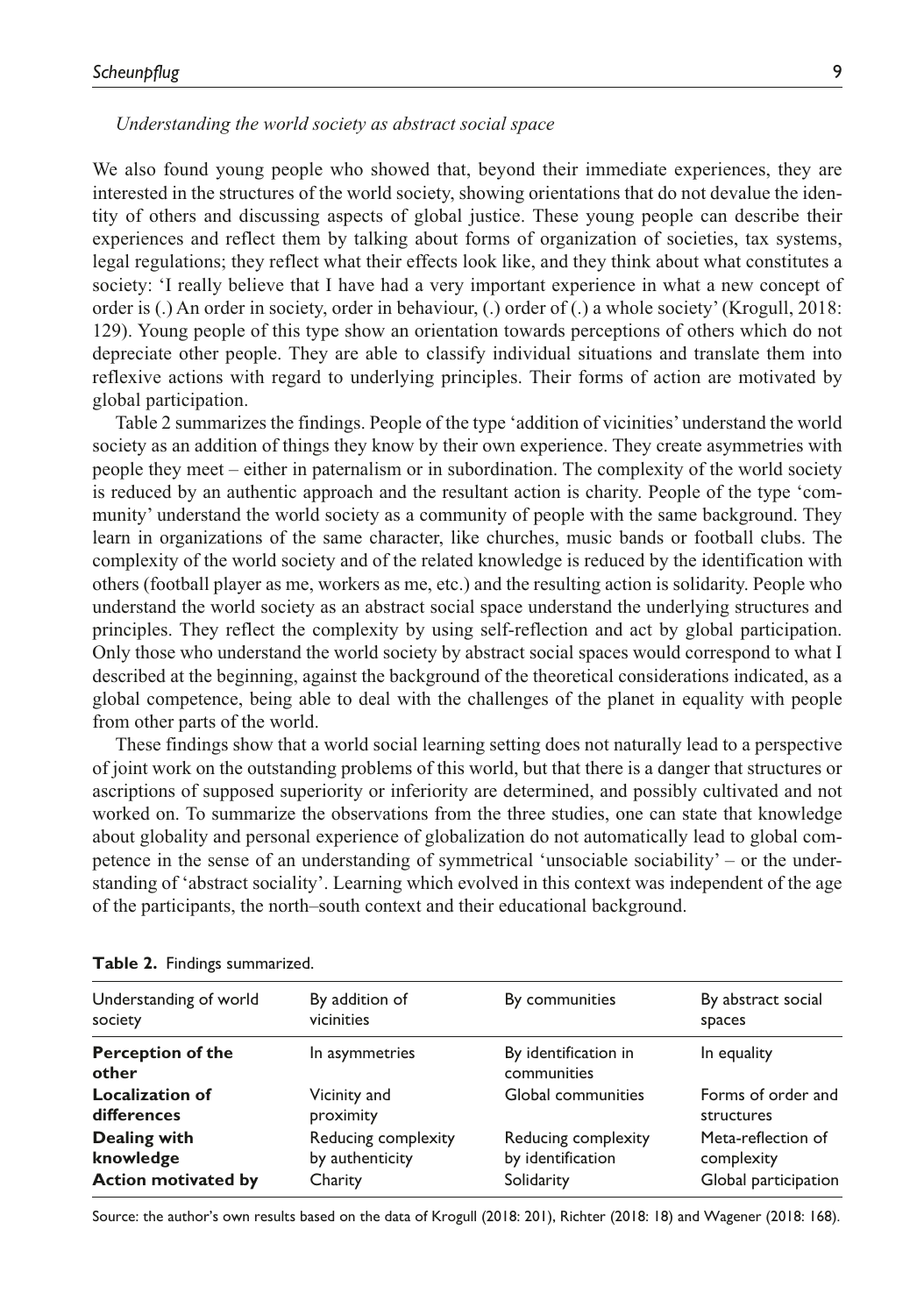*Understanding the world society as abstract social space*

We also found young people who showed that, beyond their immediate experiences, they are interested in the structures of the world society, showing orientations that do not devalue the identity of others and discussing aspects of global justice. These young people can describe their experiences and reflect them by talking about forms of organization of societies, tax systems, legal regulations; they reflect what their effects look like, and they think about what constitutes a society: 'I really believe that I have had a very important experience in what a new concept of order is (.) An order in society, order in behaviour, (.) order of (.) a whole society' (Krogull, 2018: 129). Young people of this type show an orientation towards perceptions of others which do not depreciate other people. They are able to classify individual situations and translate them into reflexive actions with regard to underlying principles. Their forms of action are motivated by global participation.

Table 2 summarizes the findings. People of the type 'addition of vicinities' understand the world society as an addition of things they know by their own experience. They create asymmetries with people they meet – either in paternalism or in subordination. The complexity of the world society is reduced by an authentic approach and the resultant action is charity. People of the type 'community' understand the world society as a community of people with the same background. They learn in organizations of the same character, like churches, music bands or football clubs. The complexity of the world society and of the related knowledge is reduced by the identification with others (football player as me, workers as me, etc.) and the resulting action is solidarity. People who understand the world society as an abstract social space understand the underlying structures and principles. They reflect the complexity by using self-reflection and act by global participation. Only those who understand the world society by abstract social spaces would correspond to what I described at the beginning, against the background of the theoretical considerations indicated, as a global competence, being able to deal with the challenges of the planet in equality with people from other parts of the world.

These findings show that a world social learning setting does not naturally lead to a perspective of joint work on the outstanding problems of this world, but that there is a danger that structures or ascriptions of supposed superiority or inferiority are determined, and possibly cultivated and not worked on. To summarize the observations from the three studies, one can state that knowledge about globality and personal experience of globalization do not automatically lead to global competence in the sense of an understanding of symmetrical 'unsociable sociability' – or the understanding of 'abstract sociality'. Learning which evolved in this context was independent of the age of the participants, the north–south context and their educational background.

**Table 2.** Findings summarized.

| Understanding of world society | By addition of vicinities | By communities | By abstract social spaces |
|---|---|---|---|
| **Perception of the other** | In asymmetries | By identification in communities | In equality |
| **Localization of differences** | Vicinity and proximity | Global communities | Forms of order and structures |
| **Dealing with knowledge** | Reducing complexity by authenticity | Reducing complexity by identification | Meta-reflection of complexity |
| **Action motivated by** | Charity | Solidarity | Global participation |

Source: the author's own results based on the data of Krogull (2018: 201), Richter (2018: 18) and Wagener (2018: 168).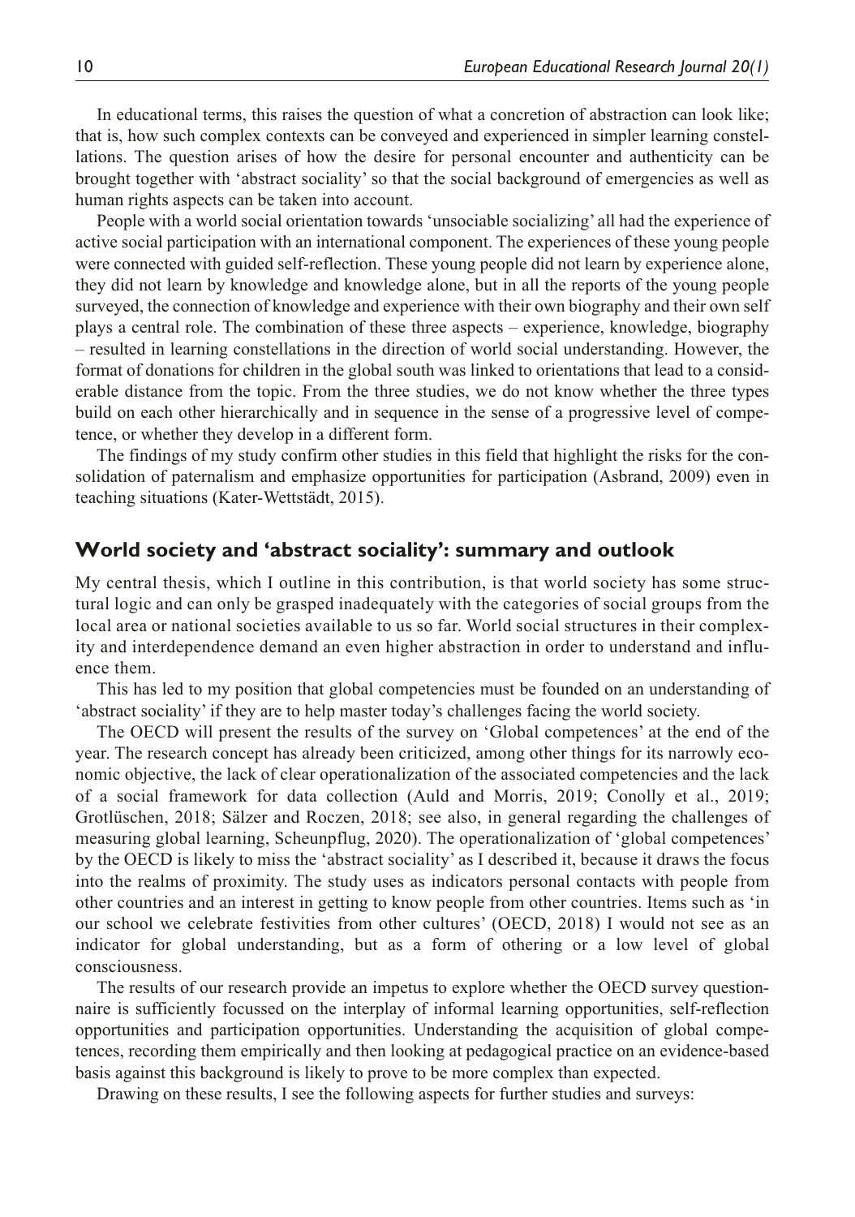In educational terms, this raises the question of what a concretion of abstraction can look like; that is, how such complex contexts can be conveyed and experienced in simpler learning constellations. The question arises of how the desire for personal encounter and authenticity can be brought together with 'abstract sociality' so that the social background of emergencies as well as human rights aspects can be taken into account.

People with a world social orientation towards 'unsociable socializing' all had the experience of active social participation with an international component. The experiences of these young people were connected with guided self-reflection. These young people did not learn by experience alone, they did not learn by knowledge and knowledge alone, but in all the reports of the young people surveyed, the connection of knowledge and experience with their own biography and their own self plays a central role. The combination of these three aspects – experience, knowledge, biography – resulted in learning constellations in the direction of world social understanding. However, the format of donations for children in the global south was linked to orientations that lead to a considerable distance from the topic. From the three studies, we do not know whether the three types build on each other hierarchically and in sequence in the sense of a progressive level of competence, or whether they develop in a different form.

The findings of my study confirm other studies in this field that highlight the risks for the consolidation of paternalism and emphasize opportunities for participation (Asbrand, 2009) even in teaching situations (Kater-Wettstädt, 2015).

## World society and 'abstract sociality': summary and outlook

My central thesis, which I outline in this contribution, is that world society has some structural logic and can only be grasped inadequately with the categories of social groups from the local area or national societies available to us so far. World social structures in their complexity and interdependence demand an even higher abstraction in order to understand and influence them.

This has led to my position that global competencies must be founded on an understanding of 'abstract sociality' if they are to help master today's challenges facing the world society.

The OECD will present the results of the survey on 'Global competences' at the end of the year. The research concept has already been criticized, among other things for its narrowly economic objective, the lack of clear operationalization of the associated competencies and the lack of a social framework for data collection (Auld and Morris, 2019; Conolly et al., 2019; Grotlüschen, 2018; Sälzer and Roczen, 2018; see also, in general regarding the challenges of measuring global learning, Scheunpflug, 2020). The operationalization of 'global competences' by the OECD is likely to miss the 'abstract sociality' as I described it, because it draws the focus into the realms of proximity. The study uses as indicators personal contacts with people from other countries and an interest in getting to know people from other countries. Items such as 'in our school we celebrate festivities from other cultures' (OECD, 2018) I would not see as an indicator for global understanding, but as a form of othering or a low level of global consciousness.

The results of our research provide an impetus to explore whether the OECD survey questionnaire is sufficiently focussed on the interplay of informal learning opportunities, self-reflection opportunities and participation opportunities. Understanding the acquisition of global competences, recording them empirically and then looking at pedagogical practice on an evidence-based basis against this background is likely to prove to be more complex than expected.

Drawing on these results, I see the following aspects for further studies and surveys: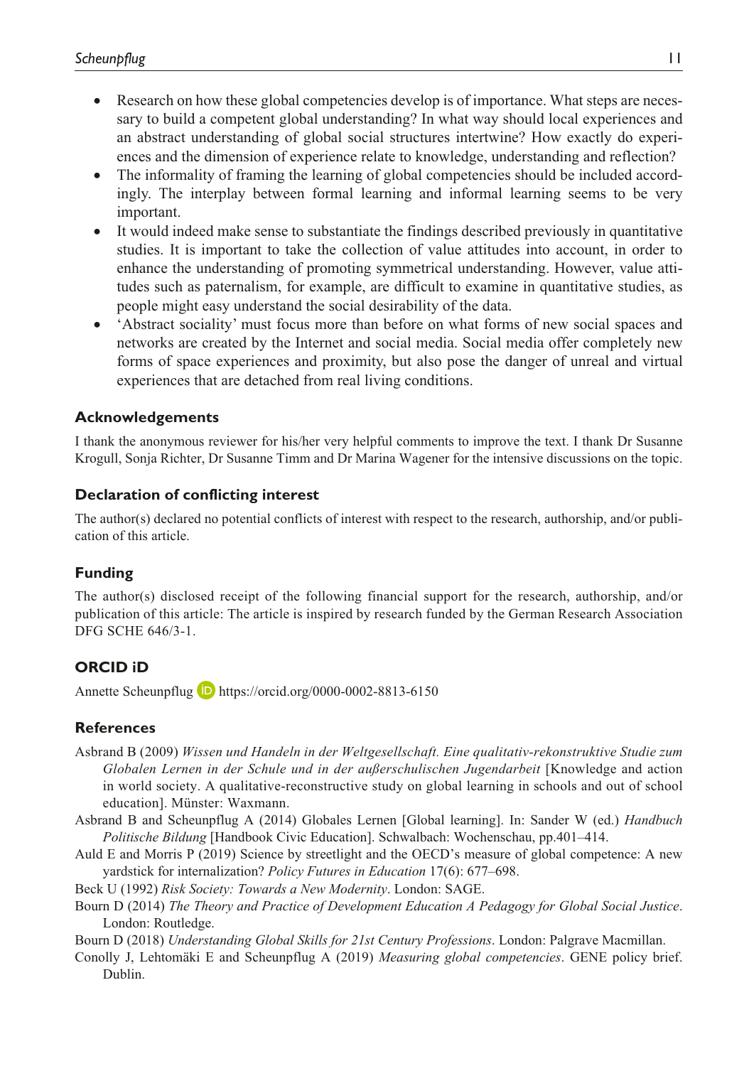- Research on how these global competencies develop is of importance. What steps are necessary to build a competent global understanding? In what way should local experiences and an abstract understanding of global social structures intertwine? How exactly do experiences and the dimension of experience relate to knowledge, understanding and reflection?
- The informality of framing the learning of global competencies should be included accordingly. The interplay between formal learning and informal learning seems to be very important.
- It would indeed make sense to substantiate the findings described previously in quantitative studies. It is important to take the collection of value attitudes into account, in order to enhance the understanding of promoting symmetrical understanding. However, value attitudes such as paternalism, for example, are difficult to examine in quantitative studies, as people might easy understand the social desirability of the data.
- 'Abstract sociality' must focus more than before on what forms of new social spaces and networks are created by the Internet and social media. Social media offer completely new forms of space experiences and proximity, but also pose the danger of unreal and virtual experiences that are detached from real living conditions.

## Acknowledgements

I thank the anonymous reviewer for his/her very helpful comments to improve the text. I thank Dr Susanne Krogull, Sonja Richter, Dr Susanne Timm and Dr Marina Wagener for the intensive discussions on the topic.

## Declaration of conflicting interest

The author(s) declared no potential conflicts of interest with respect to the research, authorship, and/or publication of this article.

## Funding

The author(s) disclosed receipt of the following financial support for the research, authorship, and/or publication of this article: The article is inspired by research funded by the German Research Association DFG SCHE 646/3-1.

## ORCID iD

Annette Scheunpflug https://orcid.org/0000-0002-8813-6150

## References

Asbrand B (2009) *Wissen und Handeln in der Weltgesellschaft. Eine qualitativ-rekonstruktive Studie zum Globalen Lernen in der Schule und in der außerschulischen Jugendarbeit* [Knowledge and action in world society. A qualitative-reconstructive study on global learning in schools and out of school education]. Münster: Waxmann.

Asbrand B and Scheunpflug A (2014) Globales Lernen [Global learning]. In: Sander W (ed.) *Handbuch Politische Bildung* [Handbook Civic Education]. Schwalbach: Wochenschau, pp.401–414.

Auld E and Morris P (2019) Science by streetlight and the OECD's measure of global competence: A new yardstick for internalization? *Policy Futures in Education* 17(6): 677–698.

Beck U (1992) *Risk Society: Towards a New Modernity*. London: SAGE.

Bourn D (2014) *The Theory and Practice of Development Education A Pedagogy for Global Social Justice*. London: Routledge.

Bourn D (2018) *Understanding Global Skills for 21st Century Professions*. London: Palgrave Macmillan.

Conolly J, Lehtomäki E and Scheunpflug A (2019) *Measuring global competencies*. GENE policy brief. Dublin.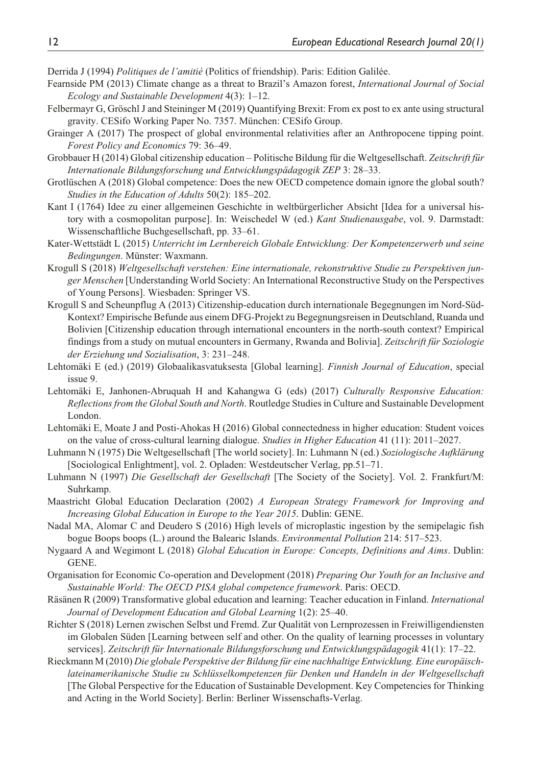Derrida J (1994) *Politiques de l'amitié* (Politics of friendship). Paris: Edition Galilée.

Fearnside PM (2013) Climate change as a threat to Brazil's Amazon forest, *International Journal of Social Ecology and Sustainable Development* 4(3): 1–12.

Felbermayr G, Gröschl J and Steininger M (2019) Quantifying Brexit: From ex post to ex ante using structural gravity. CESifo Working Paper No. 7357. München: CESifo Group.

Grainger A (2017) The prospect of global environmental relativities after an Anthropocene tipping point. *Forest Policy and Economics* 79: 36–49.

Grobbauer H (2014) Global citizenship education – Politische Bildung für die Weltgesellschaft. *Zeitschrift für Internationale Bildungsforschung und Entwicklungspädagogik ZEP* 3: 28–33.

Grotlüschen A (2018) Global competence: Does the new OECD competence domain ignore the global south? *Studies in the Education of Adults* 50(2): 185–202.

Kant I (1764) Idee zu einer allgemeinen Geschichte in weltbürgerlicher Absicht [Idea for a universal history with a cosmopolitan purpose]. In: Weischedel W (ed.) *Kant Studienausgabe*, vol. 9. Darmstadt: Wissenschaftliche Buchgesellschaft, pp. 33–61.

Kater-Wettstädt L (2015) *Unterricht im Lernbereich Globale Entwicklung: Der Kompetenzerwerb und seine Bedingungen*. Münster: Waxmann.

Krogull S (2018) *Weltgesellschaft verstehen: Eine internationale, rekonstruktive Studie zu Perspektiven junger Menschen* [Understanding World Society: An International Reconstructive Study on the Perspectives of Young Persons]. Wiesbaden: Springer VS.

Krogull S and Scheunpflug A (2013) Citizenship-education durch internationale Begegnungen im Nord-Süd-Kontext? Empirische Befunde aus einem DFG-Projekt zu Begegnungsreisen in Deutschland, Ruanda und Bolivien [Citizenship education through international encounters in the north-south context? Empirical findings from a study on mutual encounters in Germany, Rwanda and Bolivia]. *Zeitschrift für Soziologie der Erziehung und Sozialisation*, 3: 231–248.

Lehtomäki E (ed.) (2019) Globaalikasvatuksesta [Global learning]. *Finnish Journal of Education*, special issue 9.

Lehtomäki E, Janhonen-Abruquah H and Kahangwa G (eds) (2017) *Culturally Responsive Education: Reflections from the Global South and North*. Routledge Studies in Culture and Sustainable Development London.

Lehtomäki E, Moate J and Posti-Ahokas H (2016) Global connectedness in higher education: Student voices on the value of cross-cultural learning dialogue. *Studies in Higher Education* 41 (11): 2011–2027.

Luhmann N (1975) Die Weltgesellschaft [The world society]. In: Luhmann N (ed.) *Soziologische Aufklärung* [Sociological Enlightment], vol. 2. Opladen: Westdeutscher Verlag, pp.51–71.

Luhmann N (1997) *Die Gesellschaft der Gesellschaft* [The Society of the Society]. Vol. 2. Frankfurt/M: Suhrkamp.

Maastricht Global Education Declaration (2002) *A European Strategy Framework for Improving and Increasing Global Education in Europe to the Year 2015*. Dublin: GENE.

Nadal MA, Alomar C and Deudero S (2016) High levels of microplastic ingestion by the semipelagic fish bogue Boops boops (L.) around the Balearic Islands. *Environmental Pollution* 214: 517–523.

Nygaard A and Wegimont L (2018) *Global Education in Europe: Concepts, Definitions and Aims*. Dublin: GENE.

Organisation for Economic Co-operation and Development (2018) *Preparing Our Youth for an Inclusive and Sustainable World: The OECD PISA global competence framework*. Paris: OECD.

Räsänen R (2009) Transformative global education and learning: Teacher education in Finland. *International Journal of Development Education and Global Learning* 1(2): 25–40.

Richter S (2018) Lernen zwischen Selbst und Fremd. Zur Qualität von Lernprozessen in Freiwilligendiensten im Globalen Süden [Learning between self and other. On the quality of learning processes in voluntary services]. *Zeitschrift für Internationale Bildungsforschung und Entwicklungspädagogik* 41(1): 17–22.

Rieckmann M (2010) *Die globale Perspektive der Bildung für eine nachhaltige Entwicklung. Eine europäisch-lateinamerikanische Studie zu Schlüsselkompetenzen für Denken und Handeln in der Weltgesellschaft* [The Global Perspective for the Education of Sustainable Development. Key Competencies for Thinking and Acting in the World Society]. Berlin: Berliner Wissenschafts-Verlag.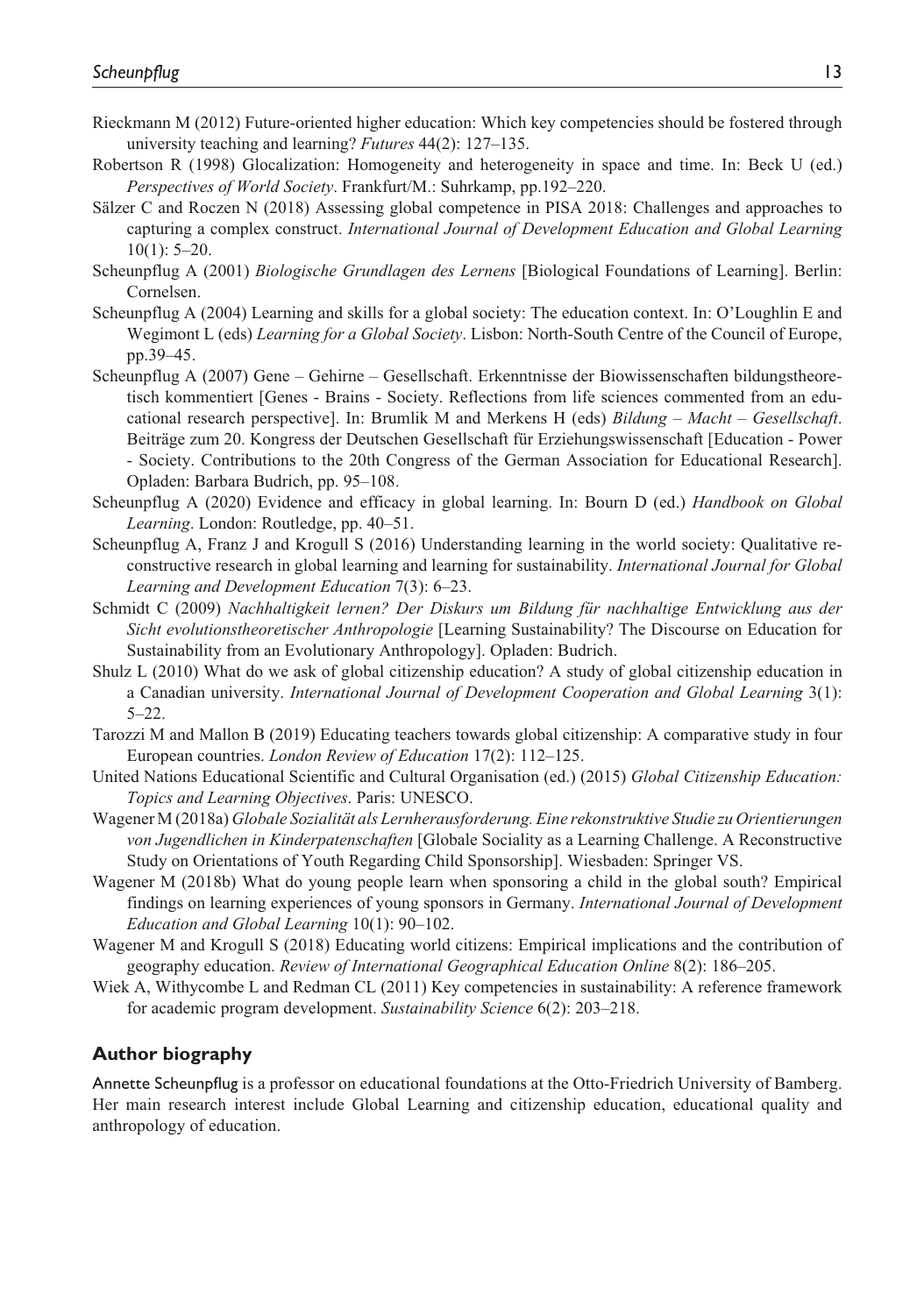Rieckmann M (2012) Future-oriented higher education: Which key competencies should be fostered through university teaching and learning? *Futures* 44(2): 127–135.

Robertson R (1998) Glocalization: Homogeneity and heterogeneity in space and time. In: Beck U (ed.) *Perspectives of World Society*. Frankfurt/M.: Suhrkamp, pp.192–220.

Sälzer C and Roczen N (2018) Assessing global competence in PISA 2018: Challenges and approaches to capturing a complex construct. *International Journal of Development Education and Global Learning* 10(1): 5–20.

Scheunpflug A (2001) *Biologische Grundlagen des Lernens* [Biological Foundations of Learning]. Berlin: Cornelsen.

Scheunpflug A (2004) Learning and skills for a global society: The education context. In: O'Loughlin E and Wegimont L (eds) *Learning for a Global Society*. Lisbon: North-South Centre of the Council of Europe, pp.39–45.

Scheunpflug A (2007) Gene – Gehirne – Gesellschaft. Erkenntnisse der Biowissenschaften bildungstheoretisch kommentiert [Genes - Brains - Society. Reflections from life sciences commented from an educational research perspective]. In: Brumlik M and Merkens H (eds) *Bildung – Macht – Gesellschaft*. Beiträge zum 20. Kongress der Deutschen Gesellschaft für Erziehungswissenschaft [Education - Power - Society. Contributions to the 20th Congress of the German Association for Educational Research]. Opladen: Barbara Budrich, pp. 95–108.

Scheunpflug A (2020) Evidence and efficacy in global learning. In: Bourn D (ed.) *Handbook on Global Learning*. London: Routledge, pp. 40–51.

Scheunpflug A, Franz J and Krogull S (2016) Understanding learning in the world society: Qualitative reconstructive research in global learning and learning for sustainability. *International Journal for Global Learning and Development Education* 7(3): 6–23.

Schmidt C (2009) *Nachhaltigkeit lernen? Der Diskurs um Bildung für nachhaltige Entwicklung aus der Sicht evolutionstheoretischer Anthropologie* [Learning Sustainability? The Discourse on Education for Sustainability from an Evolutionary Anthropology]. Opladen: Budrich.

Shulz L (2010) What do we ask of global citizenship education? A study of global citizenship education in a Canadian university. *International Journal of Development Cooperation and Global Learning* 3(1): 5–22.

Tarozzi M and Mallon B (2019) Educating teachers towards global citizenship: A comparative study in four European countries. *London Review of Education* 17(2): 112–125.

United Nations Educational Scientific and Cultural Organisation (ed.) (2015) *Global Citizenship Education: Topics and Learning Objectives*. Paris: UNESCO.

Wagener M (2018a) *Globale Sozialität als Lernherausforderung. Eine rekonstruktive Studie zu Orientierungen von Jugendlichen in Kinderpatenschaften* [Globale Sociality as a Learning Challenge. A Reconstructive Study on Orientations of Youth Regarding Child Sponsorship]. Wiesbaden: Springer VS.

Wagener M (2018b) What do young people learn when sponsoring a child in the global south? Empirical findings on learning experiences of young sponsors in Germany. *International Journal of Development Education and Global Learning* 10(1): 90–102.

Wagener M and Krogull S (2018) Educating world citizens: Empirical implications and the contribution of geography education. *Review of International Geographical Education Online* 8(2): 186–205.

Wiek A, Withycombe L and Redman CL (2011) Key competencies in sustainability: A reference framework for academic program development. *Sustainability Science* 6(2): 203–218.

## Author biography

Annette Scheunpflug is a professor on educational foundations at the Otto-Friedrich University of Bamberg. Her main research interest include Global Learning and citizenship education, educational quality and anthropology of education.